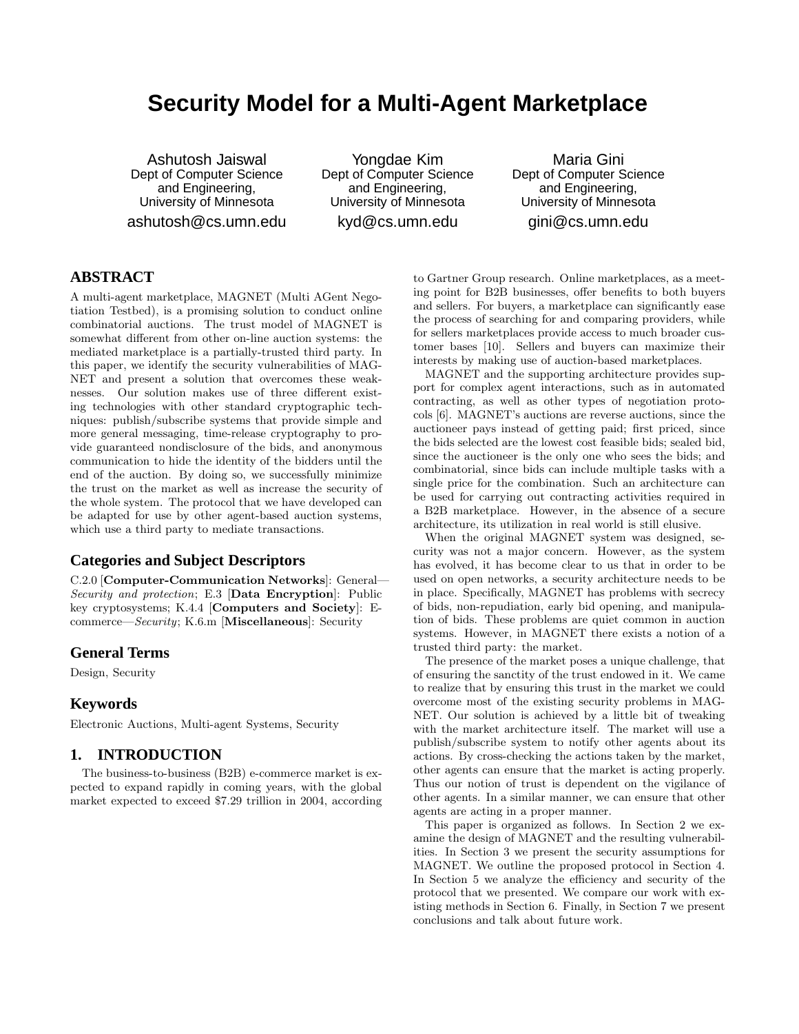# Security Model for a Multi-Agent Marketplace

Ashutosh Jaiswal
Dept of Computer Science and Engineering,
University of Minnesota
ashutosh@cs.umn.edu

Yongdae Kim
Dept of Computer Science and Engineering,
University of Minnesota
kyd@cs.umn.edu

Maria Gini
Dept of Computer Science and Engineering,
University of Minnesota
gini@cs.umn.edu

## ABSTRACT

A multi-agent marketplace, MAGNET (Multi AGent Negotiation Testbed), is a promising solution to conduct online combinatorial auctions. The trust model of MAGNET is somewhat different from other on-line auction systems: the mediated marketplace is a partially-trusted third party. In this paper, we identify the security vulnerabilities of MAGNET and present a solution that overcomes these weaknesses. Our solution makes use of three different existing technologies with other standard cryptographic techniques: publish/subscribe systems that provide simple and more general messaging, time-release cryptography to provide guaranteed nondisclosure of the bids, and anonymous communication to hide the identity of the bidders until the end of the auction. By doing so, we successfully minimize the trust on the market as well as increase the security of the whole system. The protocol that we have developed can be adapted for use by other agent-based auction systems, which use a third party to mediate transactions.

### Categories and Subject Descriptors

C.2.0 [**Computer-Communication Networks**]: General—*Security and protection*; E.3 [**Data Encryption**]: Public key cryptosystems; K.4.4 [**Computers and Society**]: E-commerce—*Security*; K.6.m [**Miscellaneous**]: Security

### General Terms

Design, Security

### Keywords

Electronic Auctions, Multi-agent Systems, Security

## 1. INTRODUCTION

The business-to-business (B2B) e-commerce market is expected to expand rapidly in coming years, with the global market expected to exceed $7.29 trillion in 2004, according to Gartner Group research. Online marketplaces, as a meeting point for B2B businesses, offer benefits to both buyers and sellers. For buyers, a marketplace can significantly ease the process of searching for and comparing providers, while for sellers marketplaces provide access to much broader customer bases [10]. Sellers and buyers can maximize their interests by making use of auction-based marketplaces.

MAGNET and the supporting architecture provides support for complex agent interactions, such as in automated contracting, as well as other types of negotiation protocols [6]. MAGNET's auctions are reverse auctions, since the auctioneer pays instead of getting paid; first priced, since the bids selected are the lowest cost feasible bids; sealed bid, since the auctioneer is the only one who sees the bids; and combinatorial, since bids can include multiple tasks with a single price for the combination. Such an architecture can be used for carrying out contracting activities required in a B2B marketplace. However, in the absence of a secure architecture, its utilization in real world is still elusive.

When the original MAGNET system was designed, security was not a major concern. However, as the system has evolved, it has become clear to us that in order to be used on open networks, a security architecture needs to be in place. Specifically, MAGNET has problems with secrecy of bids, non-repudiation, early bid opening, and manipulation of bids. These problems are quiet common in auction systems. However, in MAGNET there exists a notion of a trusted third party: the market.

The presence of the market poses a unique challenge, that of ensuring the sanctity of the trust endowed in it. We came to realize that by ensuring this trust in the market we could overcome most of the existing security problems in MAGNET. Our solution is achieved by a little bit of tweaking with the market architecture itself. The market will use a publish/subscribe system to notify other agents about its actions. By cross-checking the actions taken by the market, other agents can ensure that the market is acting properly. Thus our notion of trust is dependent on the vigilance of other agents. In a similar manner, we can ensure that other agents are acting in a proper manner.

This paper is organized as follows. In Section 2 we examine the design of MAGNET and the resulting vulnerabilities. In Section 3 we present the security assumptions for MAGNET. We outline the proposed protocol in Section 4. In Section 5 we analyze the efficiency and security of the protocol that we presented. We compare our work with existing methods in Section 6. Finally, in Section 7 we present conclusions and talk about future work.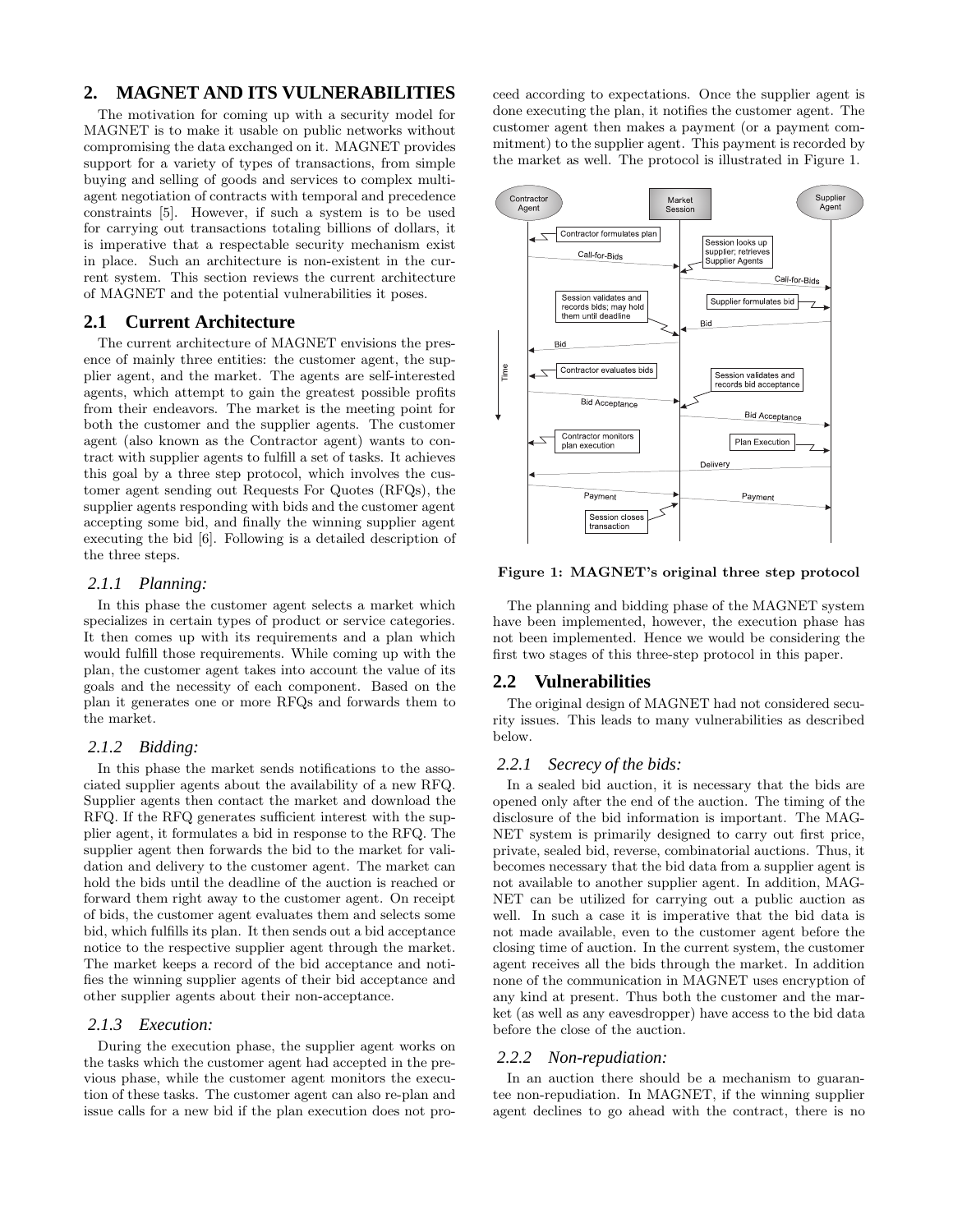## 2. MAGNET AND ITS VULNERABILITIES

The motivation for coming up with a security model for MAGNET is to make it usable on public networks without compromising the data exchanged on it. MAGNET provides support for a variety of types of transactions, from simple buying and selling of goods and services to complex multi-agent negotiation of contracts with temporal and precedence constraints [5]. However, if such a system is to be used for carrying out transactions totaling billions of dollars, it is imperative that a respectable security mechanism exist in place. Such an architecture is non-existent in the current system. This section reviews the current architecture of MAGNET and the potential vulnerabilities it poses.

### 2.1 Current Architecture

The current architecture of MAGNET envisions the presence of mainly three entities: the customer agent, the supplier agent, and the market. The agents are self-interested agents, which attempt to gain the greatest possible profits from their endeavors. The market is the meeting point for both the customer and the supplier agents. The customer agent (also known as the Contractor agent) wants to contract with supplier agents to fulfill a set of tasks. It achieves this goal by a three step protocol, which involves the customer agent sending out Requests For Quotes (RFQs), the supplier agents responding with bids and the customer agent accepting some bid, and finally the winning supplier agent executing the bid [6]. Following is a detailed description of the three steps.

#### 2.1.1 Planning:

In this phase the customer agent selects a market which specializes in certain types of product or service categories. It then comes up with its requirements and a plan which would fulfill those requirements. While coming up with the plan, the customer agent takes into account the value of its goals and the necessity of each component. Based on the plan it generates one or more RFQs and forwards them to the market.

#### 2.1.2 Bidding:

In this phase the market sends notifications to the associated supplier agents about the availability of a new RFQ. Supplier agents then contact the market and download the RFQ. If the RFQ generates sufficient interest with the supplier agent, it formulates a bid in response to the RFQ. The supplier agent then forwards the bid to the market for validation and delivery to the customer agent. The market can hold the bids until the deadline of the auction is reached or forward them right away to the customer agent. On receipt of bids, the customer agent evaluates them and selects some bid, which fulfills its plan. It then sends out a bid acceptance notice to the respective supplier agent through the market. The market keeps a record of the bid acceptance and notifies the winning supplier agents of their bid acceptance and other supplier agents about their non-acceptance.

#### 2.1.3 Execution:

During the execution phase, the supplier agent works on the tasks which the customer agent had accepted in the previous phase, while the customer agent monitors the execution of these tasks. The customer agent can also re-plan and issue calls for a new bid if the plan execution does not proceed according to expectations. Once the supplier agent is done executing the plan, it notifies the customer agent. The customer agent then makes a payment (or a payment commitment) to the supplier agent. This payment is recorded by the market as well. The protocol is illustrated in Figure 1.

**Figure 1: MAGNET's original three step protocol**

The planning and bidding phase of the MAGNET system have been implemented, however, the execution phase has not been implemented. Hence we would be considering the first two stages of this three-step protocol in this paper.

### 2.2 Vulnerabilities

The original design of MAGNET had not considered security issues. This leads to many vulnerabilities as described below.

#### 2.2.1 Secrecy of the bids:

In a sealed bid auction, it is necessary that the bids are opened only after the end of the auction. The timing of the disclosure of the bid information is important. The MAGNET system is primarily designed to carry out first price, private, sealed bid, reverse, combinatorial auctions. Thus, it becomes necessary that the bid data from a supplier agent is not available to another supplier agent. In addition, MAGNET can be utilized for carrying out a public auction as well. In such a case it is imperative that the bid data is not made available, even to the customer agent before the closing time of auction. In the current system, the customer agent receives all the bids through the market. In addition none of the communication in MAGNET uses encryption of any kind at present. Thus both the customer and the market (as well as any eavesdropper) have access to the bid data before the close of the auction.

#### 2.2.2 Non-repudiation:

In an auction there should be a mechanism to guarantee non-repudiation. In MAGNET, if the winning supplier agent declines to go ahead with the contract, there is no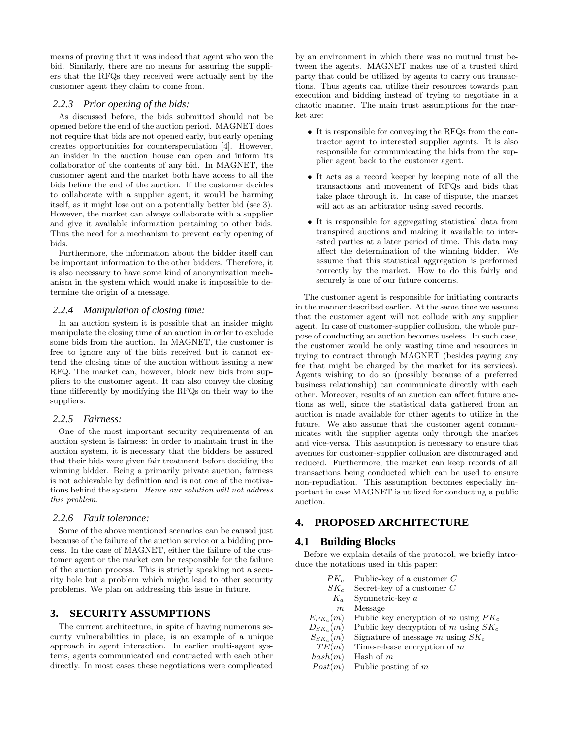means of proving that it was indeed that agent who won the bid. Similarly, there are no means for assuring the suppliers that the RFQs they received were actually sent by the customer agent they claim to come from.

### 2.2.3 Prior opening of the bids:

As discussed before, the bids submitted should not be opened before the end of the auction period. MAGNET does not require that bids are not opened early, but early opening creates opportunities for counterspeculation [4]. However, an insider in the auction house can open and inform its collaborator of the contents of any bid. In MAGNET, the customer agent and the market both have access to all the bids before the end of the auction. If the customer decides to collaborate with a supplier agent, it would be harming itself, as it might lose out on a potentially better bid (see 3). However, the market can always collaborate with a supplier and give it available information pertaining to other bids. Thus the need for a mechanism to prevent early opening of bids.

Furthermore, the information about the bidder itself can be important information to the other bidders. Therefore, it is also necessary to have some kind of anonymization mechanism in the system which would make it impossible to determine the origin of a message.

### 2.2.4 Manipulation of closing time:

In an auction system it is possible that an insider might manipulate the closing time of an auction in order to exclude some bids from the auction. In MAGNET, the customer is free to ignore any of the bids received but it cannot extend the closing time of the auction without issuing a new RFQ. The market can, however, block new bids from suppliers to the customer agent. It can also convey the closing time differently by modifying the RFQs on their way to the suppliers.

### 2.2.5 Fairness:

One of the most important security requirements of an auction system is fairness: in order to maintain trust in the auction system, it is necessary that the bidders be assured that their bids were given fair treatment before deciding the winning bidder. Being a primarily private auction, fairness is not achievable by definition and is not one of the motivations behind the system. *Hence our solution will not address this problem.*

### 2.2.6 Fault tolerance:

Some of the above mentioned scenarios can be caused just because of the failure of the auction service or a bidding process. In the case of MAGNET, either the failure of the customer agent or the market can be responsible for the failure of the auction process. This is strictly speaking not a security hole but a problem which might lead to other security problems. We plan on addressing this issue in future.

## 3. SECURITY ASSUMPTIONS

The current architecture, in spite of having numerous security vulnerabilities in place, is an example of a unique approach in agent interaction. In earlier multi-agent systems, agents communicated and contracted with each other directly. In most cases these negotiations were complicated by an environment in which there was no mutual trust between the agents. MAGNET makes use of a trusted third party that could be utilized by agents to carry out transactions. Thus agents can utilize their resources towards plan execution and bidding instead of trying to negotiate in a chaotic manner. The main trust assumptions for the market are:

- It is responsible for conveying the RFQs from the contractor agent to interested supplier agents. It is also responsible for communicating the bids from the supplier agent back to the customer agent.
- It acts as a record keeper by keeping note of all the transactions and movement of RFQs and bids that take place through it. In case of dispute, the market will act as an arbitrator using saved records.
- It is responsible for aggregating statistical data from transpired auctions and making it available to interested parties at a later period of time. This data may affect the determination of the winning bidder. We assume that this statistical aggregation is performed correctly by the market. How to do this fairly and securely is one of our future concerns.

The customer agent is responsible for initiating contracts in the manner described earlier. At the same time we assume that the customer agent will not collude with any supplier agent. In case of customer-supplier collusion, the whole purpose of conducting an auction becomes useless. In such case, the customer would be only wasting time and resources in trying to contract through MAGNET (besides paying any fee that might be charged by the market for its services). Agents wishing to do so (possibly because of a preferred business relationship) can communicate directly with each other. Moreover, results of an auction can affect future auctions as well, since the statistical data gathered from an auction is made available for other agents to utilize in the future. We also assume that the customer agent communicates with the supplier agents only through the market and vice-versa. This assumption is necessary to ensure that avenues for customer-supplier collusion are discouraged and reduced. Furthermore, the market can keep records of all transactions being conducted which can be used to ensure non-repudiation. This assumption becomes especially important in case MAGNET is utilized for conducting a public auction.

## 4. PROPOSED ARCHITECTURE

### 4.1 Building Blocks

Before we explain details of the protocol, we briefly introduce the notations used in this paper:

| | |
|---|---|
| $PK_c$ | Public-key of a customer $C$ |
| $SK_c$ | Secret-key of a customer $C$ |
| $K_a$ | Symmetric-key $a$ |
| $m$ | Message |
| $E_{PK_c}(m)$ | Public key encryption of $m$ using $PK_c$ |
| $D_{SK_c}(m)$ | Public key decryption of $m$ using $SK_c$ |
| $S_{SK_c}(m)$ | Signature of message $m$ using $SK_c$ |
| $TE(m)$ | Time-release encryption of $m$ |
| $hash(m)$ | Hash of $m$ |
| $Post(m)$ | Public posting of $m$ |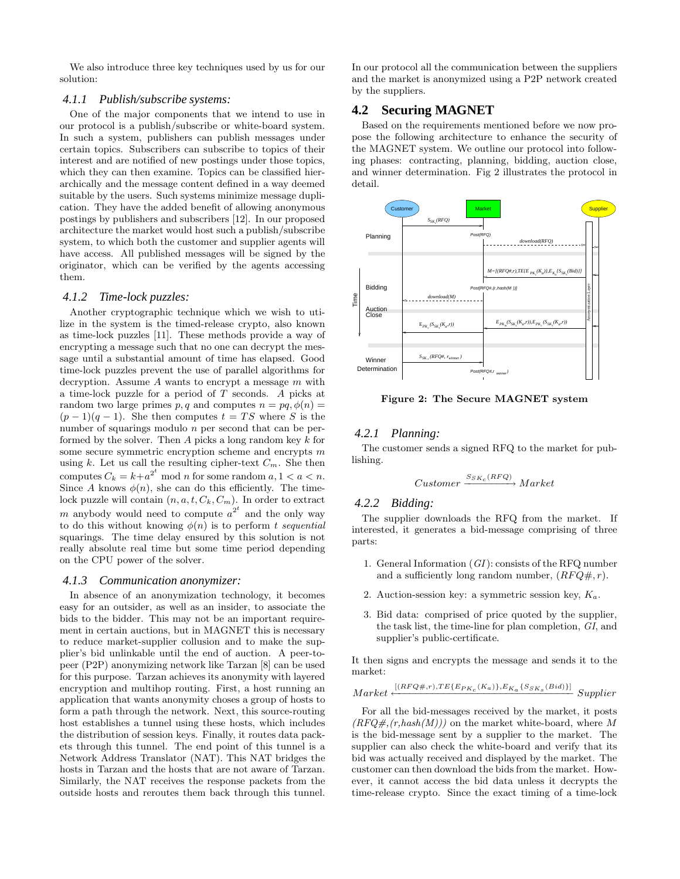We also introduce three key techniques used by us for our solution:

#### 4.1.1 Publish/subscribe systems:

One of the major components that we intend to use in our protocol is a publish/subscribe or white-board system. In such a system, publishers can publish messages under certain topics. Subscribers can subscribe to topics of their interest and are notified of new postings under those topics, which they can then examine. Topics can be classified hierarchically and the message content defined in a way deemed suitable by the users. Such systems minimize message duplication. They have the added benefit of allowing anonymous postings by publishers and subscribers [12]. In our proposed architecture the market would host such a publish/subscribe system, to which both the customer and supplier agents will have access. All published messages will be signed by the originator, which can be verified by the agents accessing them.

#### 4.1.2 Time-lock puzzles:

Another cryptographic technique which we wish to utilize in the system is the timed-release crypto, also known as time-lock puzzles [11]. These methods provide a way of encrypting a message such that no one can decrypt the message until a substantial amount of time has elapsed. Good time-lock puzzles prevent the use of parallel algorithms for decryption. Assume $A$ wants to encrypt a message $m$ with a time-lock puzzle for a period of $T$ seconds. $A$ picks at random two large primes $p, q$ and computes $n = pq, \phi(n) = (p-1)(q-1)$. She then computes $t = TS$ where $S$ is the number of squarings modulo $n$ per second that can be performed by the solver. Then $A$ picks a long random key $k$ for some secure symmetric encryption scheme and encrypts $m$ using $k$. Let us call the resulting cipher-text $C_m$. She then computes $C_k = k + a^{2^t} \bmod n$ for some random $a, 1 < a < n$. Since $A$ knows $\phi(n)$, she can do this efficiently. The time-lock puzzle will contain $(n, a, t, C_k, C_m)$. In order to extract $m$ anybody would need to compute $a^{2^t}$ and the only way to do this without knowing $\phi(n)$ is to perform $t$ *sequential* squarings. The time delay ensured by this solution is not really absolute real time but some time period depending on the CPU power of the solver.

#### 4.1.3 Communication anonymizer:

In absence of an anonymization technology, it becomes easy for an outsider, as well as an insider, to associate the bids to the bidder. This may not be an important requirement in certain auctions, but in MAGNET this is necessary to reduce market-supplier collusion and to make the supplier's bid unlinkable until the end of auction. A peer-to-peer (P2P) anonymizing network like Tarzan [8] can be used for this purpose. Tarzan achieves its anonymity with layered encryption and multihop routing. First, a host running an application that wants anonymity choses a group of hosts to form a path through the network. Next, this source-routing host establishes a tunnel using these hosts, which includes the distribution of session keys. Finally, it routes data packets through this tunnel. The end point of this tunnel is a Network Address Translator (NAT). This NAT bridges the hosts in Tarzan and the hosts that are not aware of Tarzan. Similarly, the NAT receives the response packets from the outside hosts and reroutes them back through this tunnel. In our protocol all the communication between the suppliers and the market is anonymized using a P2P network created by the suppliers.

### 4.2 Securing MAGNET

Based on the requirements mentioned before we now propose the following architecture to enhance the security of the MAGNET system. We outline our protocol into following phases: contracting, planning, bidding, auction close, and winner determination. Fig 2 illustrates the protocol in detail.

**Figure 2: The Secure MAGNET system**

#### 4.2.1 Planning:

The customer sends a signed RFQ to the market for publishing.

$$Customer \xrightarrow{S_{SK_c}(RFQ)} Market$$

#### 4.2.2 Bidding:

The supplier downloads the RFQ from the market. If interested, it generates a bid-message comprising of three parts:

1. General Information ($GI$): consists of the RFQ number and a sufficiently long random number, $(RFQ\#, r)$.
2. Auction-session key: a symmetric session key, $K_a$.
3. Bid data: comprised of price quoted by the supplier, the task list, the time-line for plan completion, $GI$, and supplier's public-certificate.

It then signs and encrypts the message and sends it to the market:

$$Market \xleftarrow{[(RFQ\#,r),TE\{E_{PK_c}(K_a)\},E_{K_a}\{S_{SK_s}(Bid)\}]} Supplier$$

For all the bid-messages received by the market, it posts *(RFQ#,(r,hash(M)))* on the market white-board, where $M$ is the bid-message sent by a supplier to the market. The supplier can also check the white-board and verify that its bid was actually received and displayed by the market. The customer can then download the bids from the market. However, it cannot access the bid data unless it decrypts the time-release crypto. Since the exact timing of a time-lock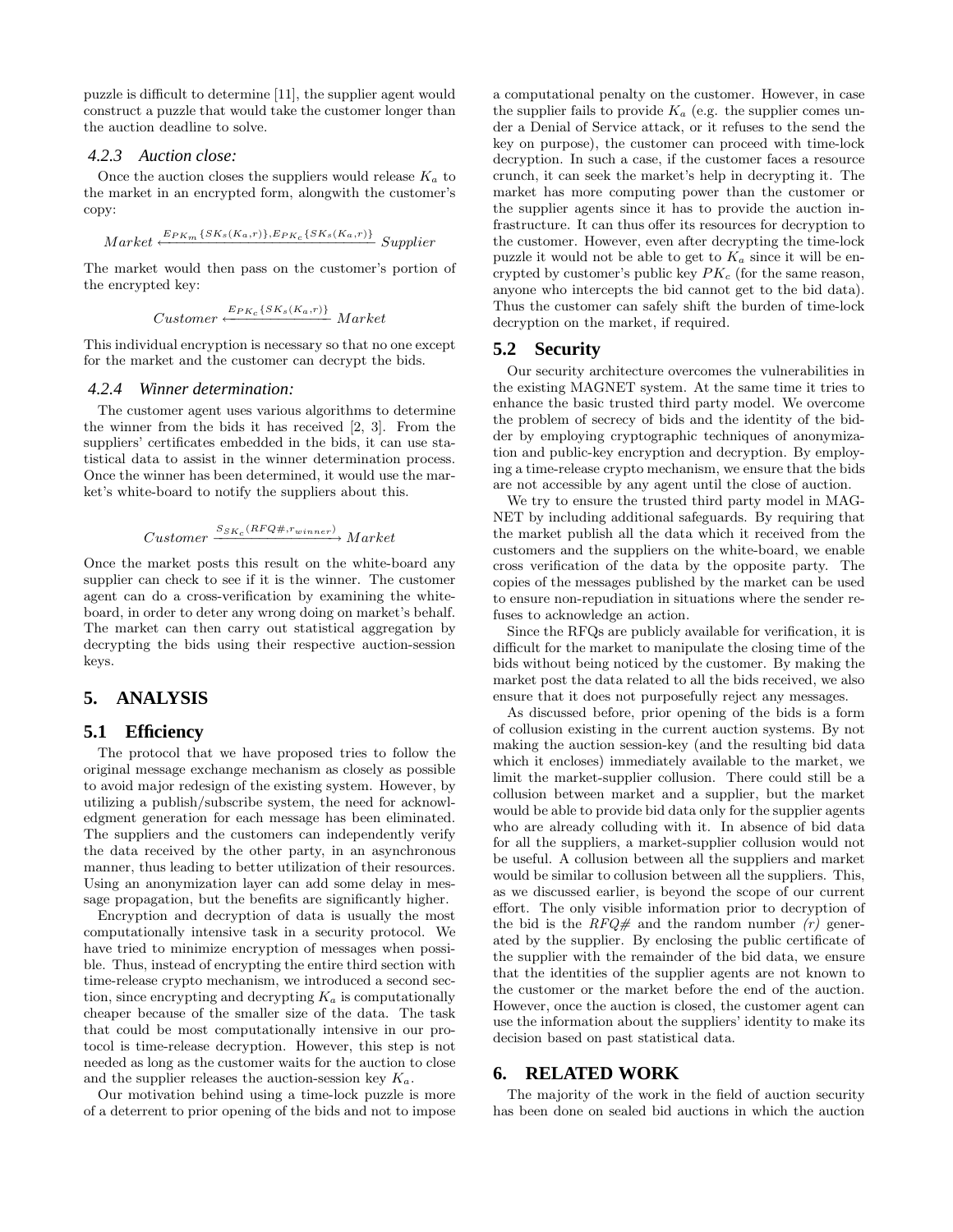puzzle is difficult to determine [11], the supplier agent would construct a puzzle that would take the customer longer than the auction deadline to solve.

#### 4.2.3 Auction close:

Once the auction closes the suppliers would release $K_a$ to the market in an encrypted form, alongwith the customer's copy:

$$Market \xleftarrow{E_{PK_m}\{S_{K_s}(K_a,r)\},E_{PK_c}\{S_{K_s}(K_a,r)\}} Supplier$$

The market would then pass on the customer's portion of the encrypted key:

$$Customer \xleftarrow{E_{PK_c}\{S_{K_s}(K_a,r)\}} Market$$

This individual encryption is necessary so that no one except for the market and the customer can decrypt the bids.

#### 4.2.4 Winner determination:

The customer agent uses various algorithms to determine the winner from the bids it has received [2, 3]. From the suppliers' certificates embedded in the bids, it can use statistical data to assist in the winner determination process. Once the winner has been determined, it would use the market's white-board to notify the suppliers about this.

$$Customer \xrightarrow{S_{SK_c}(RFQ\#,r_{winner})} Market$$

Once the market posts this result on the white-board any supplier can check to see if it is the winner. The customer agent can do a cross-verification by examining the white-board, in order to deter any wrong doing on market's behalf. The market can then carry out statistical aggregation by decrypting the bids using their respective auction-session keys.

## 5. ANALYSIS

### 5.1 Efficiency

The protocol that we have proposed tries to follow the original message exchange mechanism as closely as possible to avoid major redesign of the existing system. However, by utilizing a publish/subscribe system, the need for acknowledgment generation for each message has been eliminated. The suppliers and the customers can independently verify the data received by the other party, in an asynchronous manner, thus leading to better utilization of their resources. Using an anonymization layer can add some delay in message propagation, but the benefits are significantly higher.

Encryption and decryption of data is usually the most computationally intensive task in a security protocol. We have tried to minimize encryption of messages when possible. Thus, instead of encrypting the entire third section with time-release crypto mechanism, we introduced a second section, since encrypting and decrypting $K_a$ is computationally cheaper because of the smaller size of the data. The task that could be most computationally intensive in our protocol is time-release decryption. However, this step is not needed as long as the customer waits for the auction to close and the supplier releases the auction-session key $K_a$.

Our motivation behind using a time-lock puzzle is more of a deterrent to prior opening of the bids and not to impose a computational penalty on the customer. However, in case the supplier fails to provide $K_a$ (e.g. the supplier comes under a Denial of Service attack, or it refuses to the send the key on purpose), the customer can proceed with time-lock decryption. In such a case, if the customer faces a resource crunch, it can seek the market's help in decrypting it. The market has more computing power than the customer or the supplier agents since it has to provide the auction infrastructure. It can thus offer its resources for decryption to the customer. However, even after decrypting the time-lock puzzle it would not be able to get to $K_a$ since it will be encrypted by customer's public key $PK_c$ (for the same reason, anyone who intercepts the bid cannot get to the bid data). Thus the customer can safely shift the burden of time-lock decryption on the market, if required.

### 5.2 Security

Our security architecture overcomes the vulnerabilities in the existing MAGNET system. At the same time it tries to enhance the basic trusted third party model. We overcome the problem of secrecy of bids and the identity of the bidder by employing cryptographic techniques of anonymization and public-key encryption and decryption. By employing a time-release crypto mechanism, we ensure that the bids are not accessible by any agent until the close of auction.

We try to ensure the trusted third party model in MAGNET by including additional safeguards. By requiring that the market publish all the data which it received from the customers and the suppliers on the white-board, we enable cross verification of the data by the opposite party. The copies of the messages published by the market can be used to ensure non-repudiation in situations where the sender refuses to acknowledge an action.

Since the RFQs are publicly available for verification, it is difficult for the market to manipulate the closing time of the bids without being noticed by the customer. By making the market post the data related to all the bids received, we also ensure that it does not purposefully reject any messages.

As discussed before, prior opening of the bids is a form of collusion existing in the current auction systems. By not making the auction session-key (and the resulting bid data which it encloses) immediately available to the market, we limit the market-supplier collusion. There could still be a collusion between market and a supplier, but the market would be able to provide bid data only for the supplier agents who are already colluding with it. In absence of bid data for all the suppliers, a market-supplier collusion would not be useful. A collusion between all the suppliers and market would be similar to collusion between all the suppliers. This, as we discussed earlier, is beyond the scope of our current effort. The only visible information prior to decryption of the bid is the *RFQ#* and the random number *(r)* generated by the supplier. By enclosing the public certificate of the supplier with the remainder of the bid data, we ensure that the identities of the supplier agents are not known to the customer or the market before the end of the auction. However, once the auction is closed, the customer agent can use the information about the suppliers' identity to make its decision based on past statistical data.

## 6. RELATED WORK

The majority of the work in the field of auction security has been done on sealed bid auctions in which the auction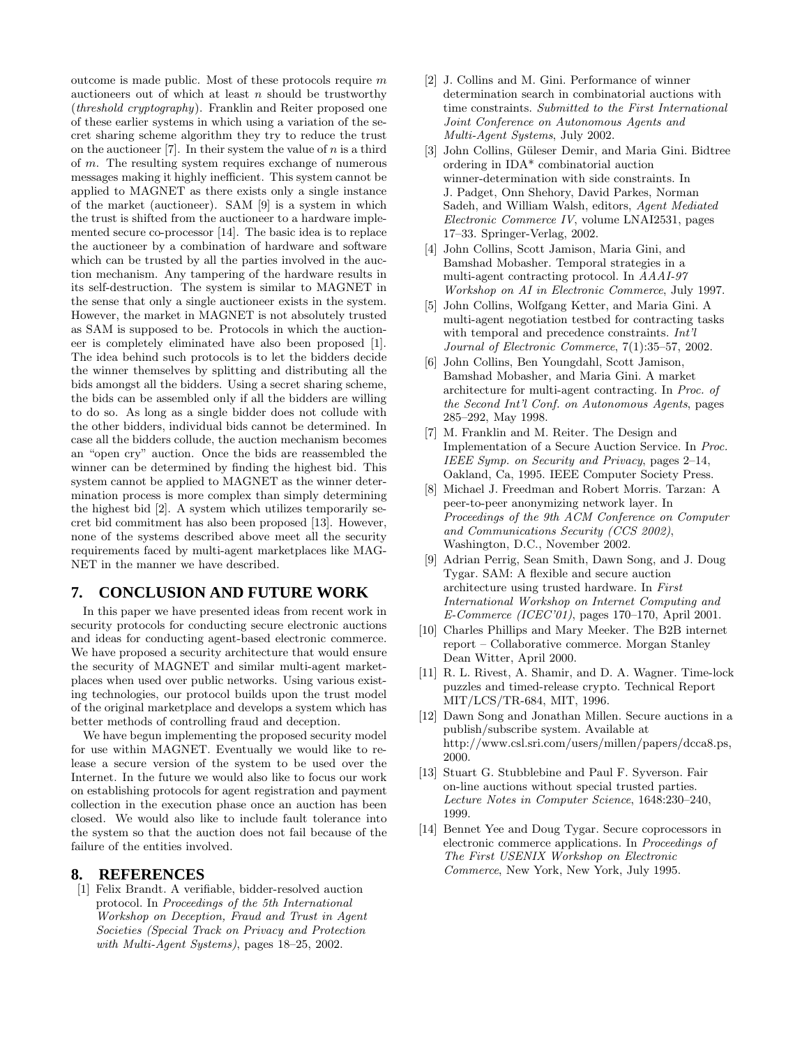outcome is made public. Most of these protocols require $m$ auctioneers out of which at least $n$ should be trustworthy (*threshold cryptography*). Franklin and Reiter proposed one of these earlier systems in which using a variation of the secret sharing scheme algorithm they try to reduce the trust on the auctioneer [7]. In their system the value of $n$ is a third of $m$. The resulting system requires exchange of numerous messages making it highly inefficient. This system cannot be applied to MAGNET as there exists only a single instance of the market (auctioneer). SAM [9] is a system in which the trust is shifted from the auctioneer to a hardware implemented secure co-processor [14]. The basic idea is to replace the auctioneer by a combination of hardware and software which can be trusted by all the parties involved in the auction mechanism. Any tampering of the hardware results in its self-destruction. The system is similar to MAGNET in the sense that only a single auctioneer exists in the system. However, the market in MAGNET is not absolutely trusted as SAM is supposed to be. Protocols in which the auctioneer is completely eliminated have also been proposed [1]. The idea behind such protocols is to let the bidders decide the winner themselves by splitting and distributing all the bids amongst all the bidders. Using a secret sharing scheme, the bids can be assembled only if all the bidders are willing to do so. As long as a single bidder does not collude with the other bidders, individual bids cannot be determined. In case all the bidders collude, the auction mechanism becomes an "open cry" auction. Once the bids are reassembled the winner can be determined by finding the highest bid. This system cannot be applied to MAGNET as the winner determination process is more complex than simply determining the highest bid [2]. A system which utilizes temporarily secret bid commitment has also been proposed [13]. However, none of the systems described above meet all the security requirements faced by multi-agent marketplaces like MAGNET in the manner we have described.

## 7. CONCLUSION AND FUTURE WORK

In this paper we have presented ideas from recent work in security protocols for conducting secure electronic auctions and ideas for conducting agent-based electronic commerce. We have proposed a security architecture that would ensure the security of MAGNET and similar multi-agent marketplaces when used over public networks. Using various existing technologies, our protocol builds upon the trust model of the original marketplace and develops a system which has better methods of controlling fraud and deception.

We have begun implementing the proposed security model for use within MAGNET. Eventually we would like to release a secure version of the system to be used over the Internet. In the future we would also like to focus our work on establishing protocols for agent registration and payment collection in the execution phase once an auction has been closed. We would also like to include fault tolerance into the system so that the auction does not fail because of the failure of the entities involved.

## 8. REFERENCES

[1] Felix Brandt. A verifiable, bidder-resolved auction protocol. In *Proceedings of the 5th International Workshop on Deception, Fraud and Trust in Agent Societies (Special Track on Privacy and Protection with Multi-Agent Systems)*, pages 18–25, 2002.

[2] J. Collins and M. Gini. Performance of winner determination search in combinatorial auctions with time constraints. *Submitted to the First International Joint Conference on Autonomous Agents and Multi-Agent Systems*, July 2002.

[3] John Collins, Güleser Demir, and Maria Gini. Bidtree ordering in IDA* combinatorial auction winner-determination with side constraints. In J. Padget, Onn Shehory, David Parkes, Norman Sadeh, and William Walsh, editors, *Agent Mediated Electronic Commerce IV*, volume LNAI2531, pages 17–33. Springer-Verlag, 2002.

[4] John Collins, Scott Jamison, Maria Gini, and Bamshad Mobasher. Temporal strategies in a multi-agent contracting protocol. In *AAAI-97 Workshop on AI in Electronic Commerce*, July 1997.

[5] John Collins, Wolfgang Ketter, and Maria Gini. A multi-agent negotiation testbed for contracting tasks with temporal and precedence constraints. *Int'l Journal of Electronic Commerce*, 7(1):35–57, 2002.

[6] John Collins, Ben Youngdahl, Scott Jamison, Bamshad Mobasher, and Maria Gini. A market architecture for multi-agent contracting. In *Proc. of the Second Int'l Conf. on Autonomous Agents*, pages 285–292, May 1998.

[7] M. Franklin and M. Reiter. The Design and Implementation of a Secure Auction Service. In *Proc. IEEE Symp. on Security and Privacy*, pages 2–14, Oakland, Ca, 1995. IEEE Computer Society Press.

[8] Michael J. Freedman and Robert Morris. Tarzan: A peer-to-peer anonymizing network layer. In *Proceedings of the 9th ACM Conference on Computer and Communications Security (CCS 2002)*, Washington, D.C., November 2002.

[9] Adrian Perrig, Sean Smith, Dawn Song, and J. Doug Tygar. SAM: A flexible and secure auction architecture using trusted hardware. In *First International Workshop on Internet Computing and E-Commerce (ICEC'01)*, pages 170–170, April 2001.

[10] Charles Phillips and Mary Meeker. The B2B internet report – Collaborative commerce. Morgan Stanley Dean Witter, April 2000.

[11] R. L. Rivest, A. Shamir, and D. A. Wagner. Time-lock puzzles and timed-release crypto. Technical Report MIT/LCS/TR-684, MIT, 1996.

[12] Dawn Song and Jonathan Millen. Secure auctions in a publish/subscribe system. Available at http://www.csl.sri.com/users/millen/papers/dcca8.ps, 2000.

[13] Stuart G. Stubblebine and Paul F. Syverson. Fair on-line auctions without special trusted parties. *Lecture Notes in Computer Science*, 1648:230–240, 1999.

[14] Bennet Yee and Doug Tygar. Secure coprocessors in electronic commerce applications. In *Proceedings of The First USENIX Workshop on Electronic Commerce*, New York, New York, July 1995.